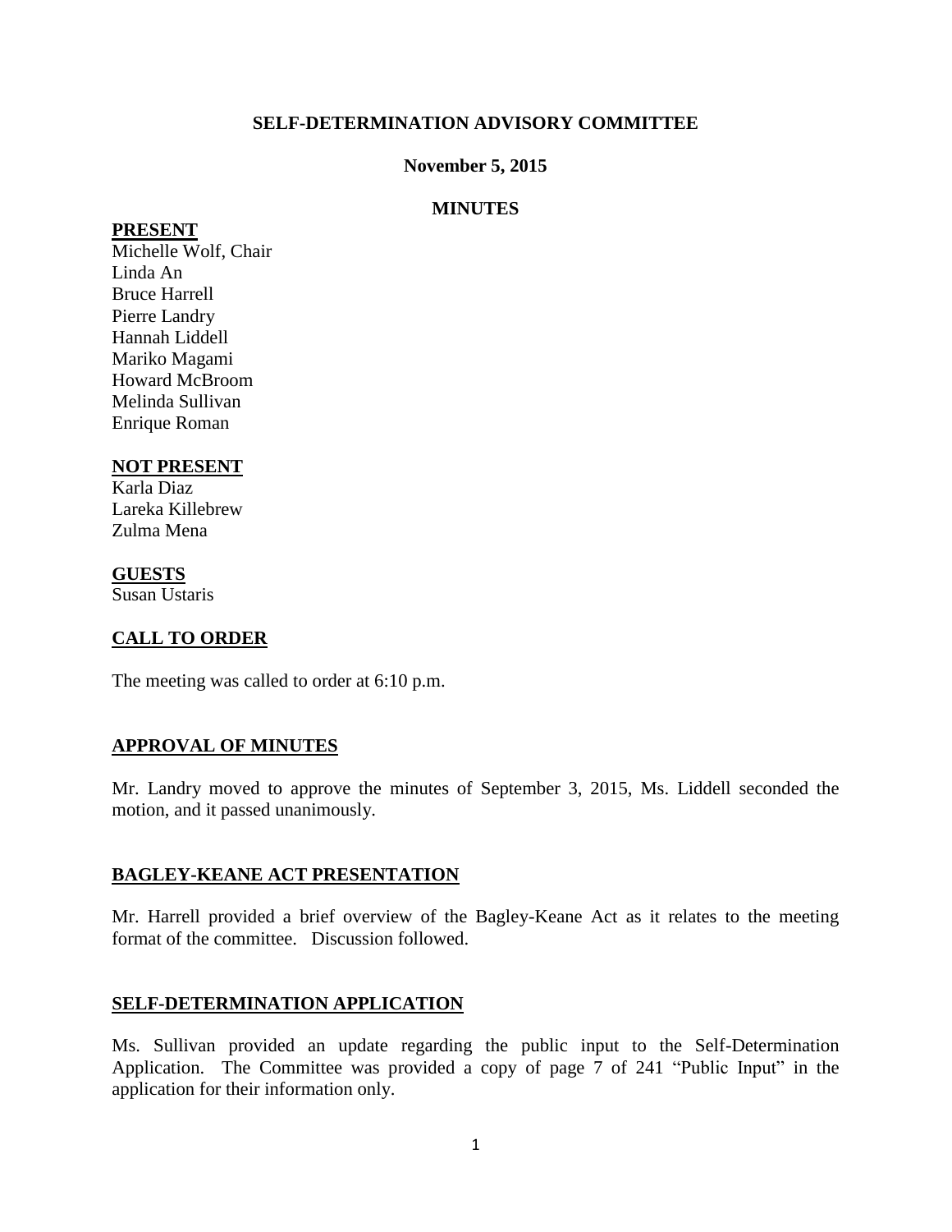**SELF-DETERMINATION ADVISORY COMMITTEE**

**November 5, 2015**

**MINUTES**

**PRESENT**

Michelle Wolf, Chair
Linda An
Bruce Harrell
Pierre Landry
Hannah Liddell
Mariko Magami
Howard McBroom
Melinda Sullivan
Enrique Roman

**NOT PRESENT**

Karla Diaz
Lareka Killebrew
Zulma Mena

**GUESTS**

Susan Ustaris

## CALL TO ORDER

The meeting was called to order at 6:10 p.m.

## APPROVAL OF MINUTES

Mr. Landry moved to approve the minutes of September 3, 2015, Ms. Liddell seconded the motion, and it passed unanimously.

## BAGLEY-KEANE ACT PRESENTATION

Mr. Harrell provided a brief overview of the Bagley-Keane Act as it relates to the meeting format of the committee. Discussion followed.

## SELF-DETERMINATION APPLICATION

Ms. Sullivan provided an update regarding the public input to the Self-Determination Application. The Committee was provided a copy of page 7 of 241 "Public Input" in the application for their information only.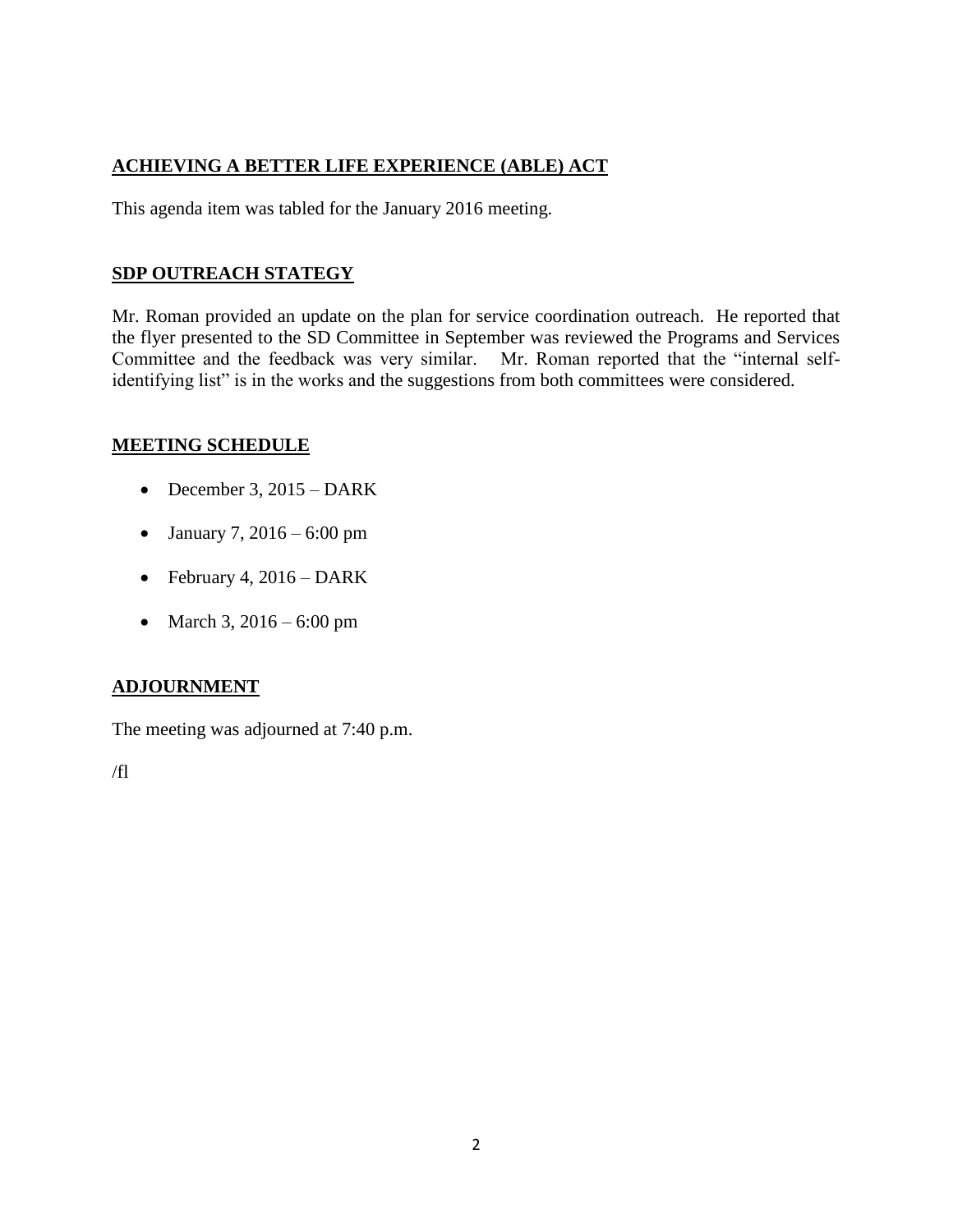## ACHIEVING A BETTER LIFE EXPERIENCE (ABLE) ACT

This agenda item was tabled for the January 2016 meeting.

## SDP OUTREACH STATEGY

Mr. Roman provided an update on the plan for service coordination outreach. He reported that the flyer presented to the SD Committee in September was reviewed the Programs and Services Committee and the feedback was very similar. Mr. Roman reported that the "internal self-identifying list" is in the works and the suggestions from both committees were considered.

## MEETING SCHEDULE

- December 3, 2015 – DARK
- January 7, 2016 – 6:00 pm
- February 4, 2016 – DARK
- March 3, 2016 – 6:00 pm

## ADJOURNMENT

The meeting was adjourned at 7:40 p.m.

/fl